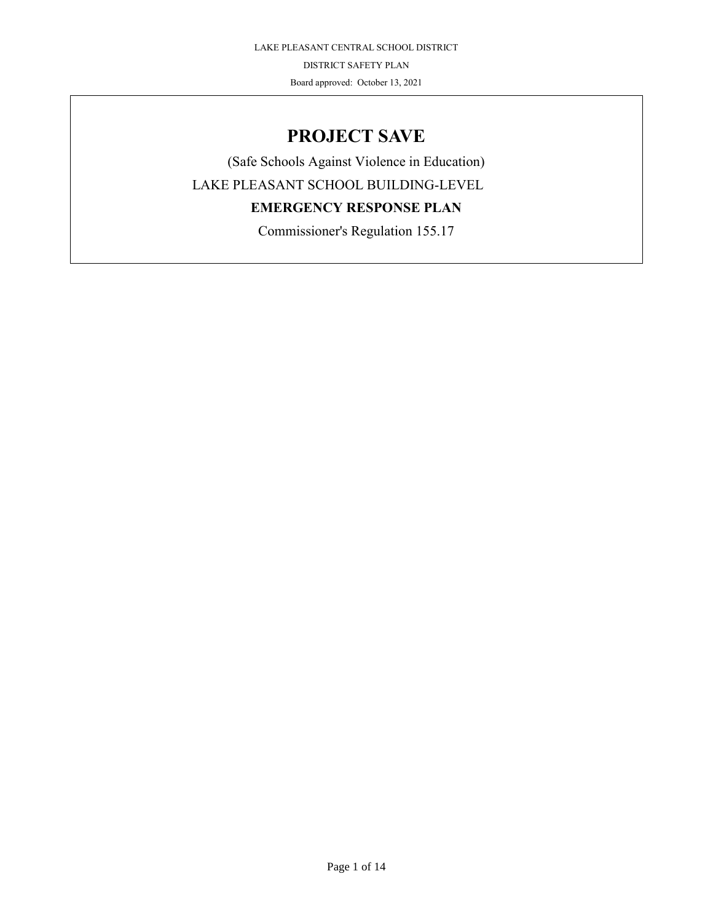LAKE PLEASANT CENTRAL SCHOOL DISTRICT

DISTRICT SAFETY PLAN

Board approved: October 13, 2021

# PROJECT SAVE

(Safe Schools Against Violence in Education)

LAKE PLEASANT SCHOOL BUILDING-LEVEL

**EMERGENCY RESPONSE PLAN**

Commissioner's Regulation 155.17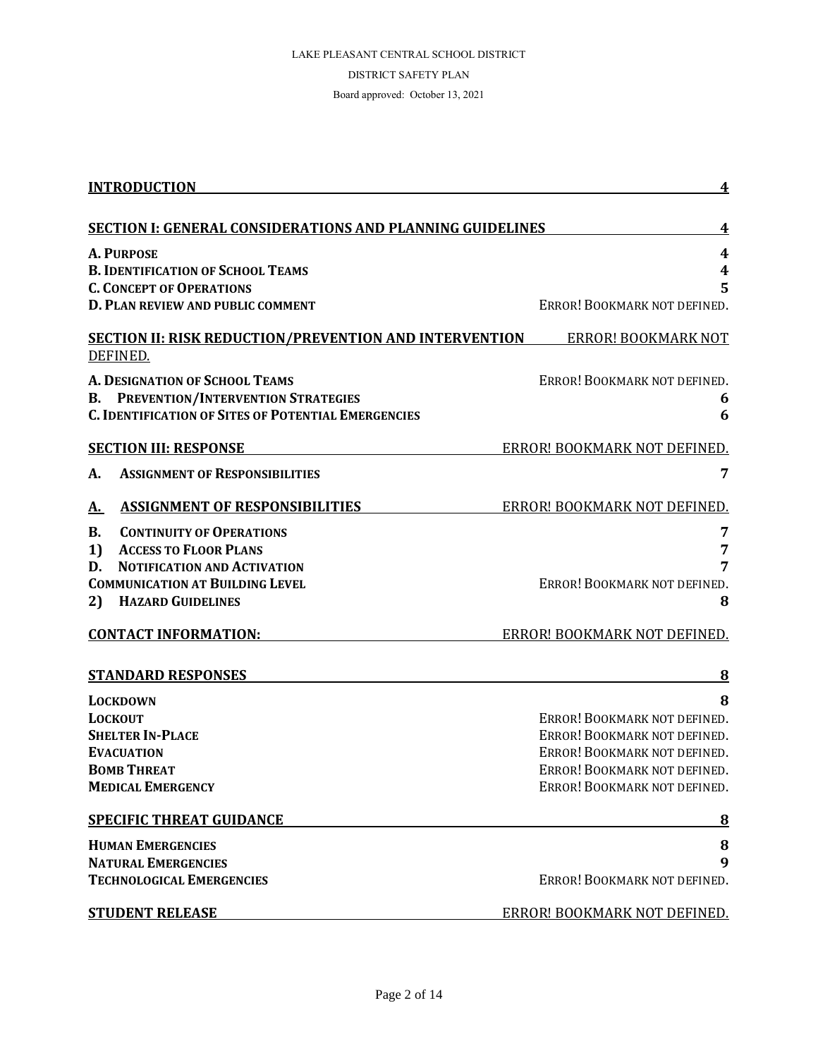LAKE PLEASANT CENTRAL SCHOOL DISTRICT

DISTRICT SAFETY PLAN

Board approved: October 13, 2021

**INTRODUCTION** 4

**SECTION I: GENERAL CONSIDERATIONS AND PLANNING GUIDELINES** 4

**A. PURPOSE** 4
**B. IDENTIFICATION OF SCHOOL TEAMS** 4
**C. CONCEPT OF OPERATIONS** 5
**D. PLAN REVIEW AND PUBLIC COMMENT** ERROR! BOOKMARK NOT DEFINED.

**SECTION II: RISK REDUCTION/PREVENTION AND INTERVENTION** ERROR! BOOKMARK NOT DEFINED.

**A. DESIGNATION OF SCHOOL TEAMS** ERROR! BOOKMARK NOT DEFINED.
**B. PREVENTION/INTERVENTION STRATEGIES** 6
**C. IDENTIFICATION OF SITES OF POTENTIAL EMERGENCIES** 6

**SECTION III: RESPONSE** ERROR! BOOKMARK NOT DEFINED.

**A. ASSIGNMENT OF RESPONSIBILITIES** 7

**A. ASSIGNMENT OF RESPONSIBILITIES** ERROR! BOOKMARK NOT DEFINED.

**B. CONTINUITY OF OPERATIONS** 7
**1) ACCESS TO FLOOR PLANS** 7
**D. NOTIFICATION AND ACTIVATION** 7
**COMMUNICATION AT BUILDING LEVEL** ERROR! BOOKMARK NOT DEFINED.
**2) HAZARD GUIDELINES** 8

**CONTACT INFORMATION:** ERROR! BOOKMARK NOT DEFINED.

**STANDARD RESPONSES** 8

**LOCKDOWN** 8
**LOCKOUT** ERROR! BOOKMARK NOT DEFINED.
**SHELTER IN-PLACE** ERROR! BOOKMARK NOT DEFINED.
**EVACUATION** ERROR! BOOKMARK NOT DEFINED.
**BOMB THREAT** ERROR! BOOKMARK NOT DEFINED.
**MEDICAL EMERGENCY** ERROR! BOOKMARK NOT DEFINED.

**SPECIFIC THREAT GUIDANCE** 8

**HUMAN EMERGENCIES** 8
**NATURAL EMERGENCIES** 9
**TECHNOLOGICAL EMERGENCIES** ERROR! BOOKMARK NOT DEFINED.

**STUDENT RELEASE** ERROR! BOOKMARK NOT DEFINED.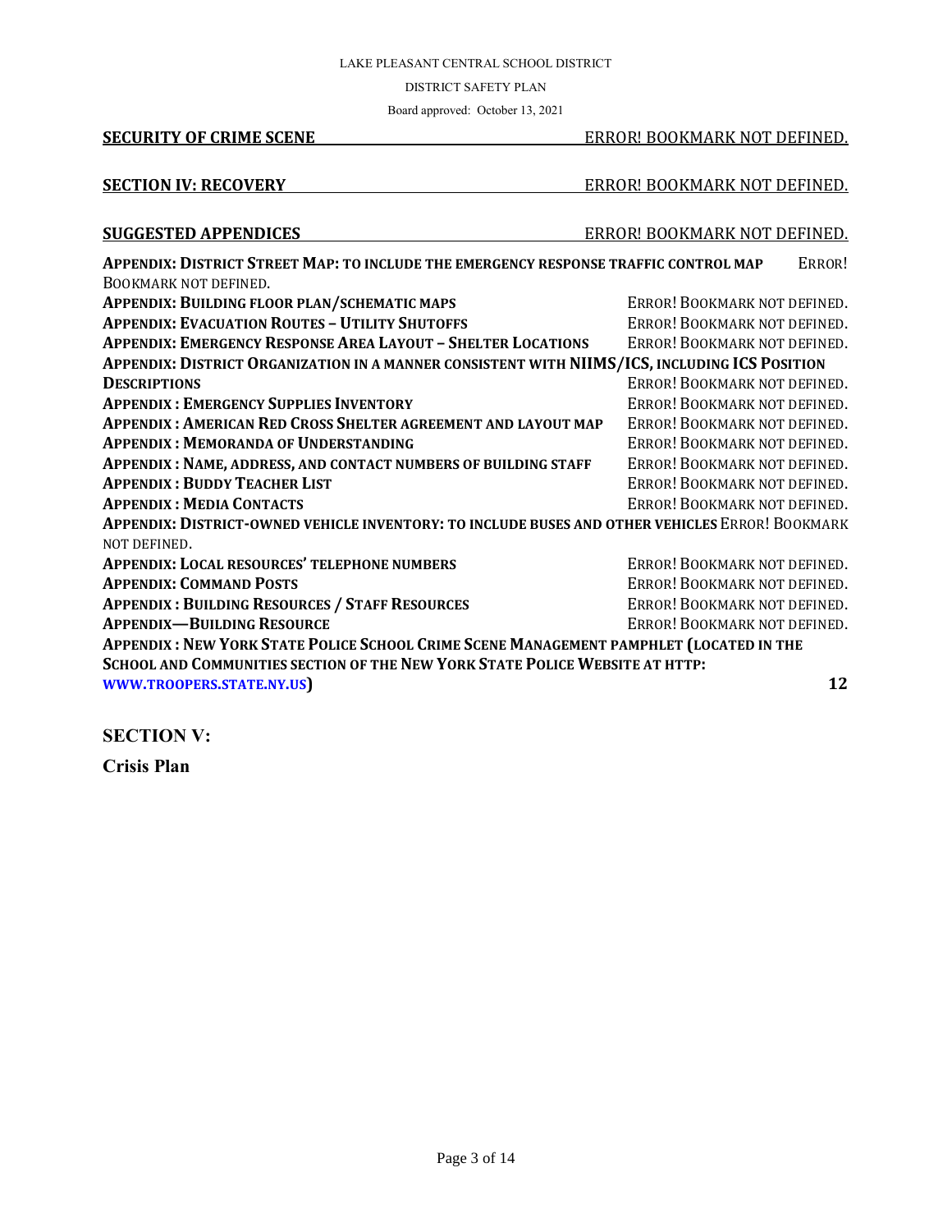**SECURITY OF CRIME SCENE** ERROR! BOOKMARK NOT DEFINED.

**SECTION IV: RECOVERY** ERROR! BOOKMARK NOT DEFINED.

**SUGGESTED APPENDICES** ERROR! BOOKMARK NOT DEFINED.

**APPENDIX: DISTRICT STREET MAP: TO INCLUDE THE EMERGENCY RESPONSE TRAFFIC CONTROL MAP** ERROR! BOOKMARK NOT DEFINED.
**APPENDIX: BUILDING FLOOR PLAN/SCHEMATIC MAPS** ERROR! BOOKMARK NOT DEFINED.
**APPENDIX: EVACUATION ROUTES – UTILITY SHUTOFFS** ERROR! BOOKMARK NOT DEFINED.
**APPENDIX: EMERGENCY RESPONSE AREA LAYOUT – SHELTER LOCATIONS** ERROR! BOOKMARK NOT DEFINED.
**APPENDIX: DISTRICT ORGANIZATION IN A MANNER CONSISTENT WITH NIIMS/ICS, INCLUDING ICS POSITION DESCRIPTIONS** ERROR! BOOKMARK NOT DEFINED.
**APPENDIX : EMERGENCY SUPPLIES INVENTORY** ERROR! BOOKMARK NOT DEFINED.
**APPENDIX : AMERICAN RED CROSS SHELTER AGREEMENT AND LAYOUT MAP** ERROR! BOOKMARK NOT DEFINED.
**APPENDIX : MEMORANDA OF UNDERSTANDING** ERROR! BOOKMARK NOT DEFINED.
**APPENDIX : NAME, ADDRESS, AND CONTACT NUMBERS OF BUILDING STAFF** ERROR! BOOKMARK NOT DEFINED.
**APPENDIX : BUDDY TEACHER LIST** ERROR! BOOKMARK NOT DEFINED.
**APPENDIX : MEDIA CONTACTS** ERROR! BOOKMARK NOT DEFINED.
**APPENDIX: DISTRICT-OWNED VEHICLE INVENTORY: TO INCLUDE BUSES AND OTHER VEHICLES** ERROR! BOOKMARK NOT DEFINED.
**APPENDIX: LOCAL RESOURCES' TELEPHONE NUMBERS** ERROR! BOOKMARK NOT DEFINED.
**APPENDIX: COMMAND POSTS** ERROR! BOOKMARK NOT DEFINED.
**APPENDIX : BUILDING RESOURCES / STAFF RESOURCES** ERROR! BOOKMARK NOT DEFINED.
**APPENDIX—BUILDING RESOURCE** ERROR! BOOKMARK NOT DEFINED.
**APPENDIX : NEW YORK STATE POLICE SCHOOL CRIME SCENE MANAGEMENT PAMPHLET (LOCATED IN THE SCHOOL AND COMMUNITIES SECTION OF THE NEW YORK STATE POLICE WEBSITE AT HTTP: WWW.TROOPERS.STATE.NY.US)** 12

## SECTION V:

## Crisis Plan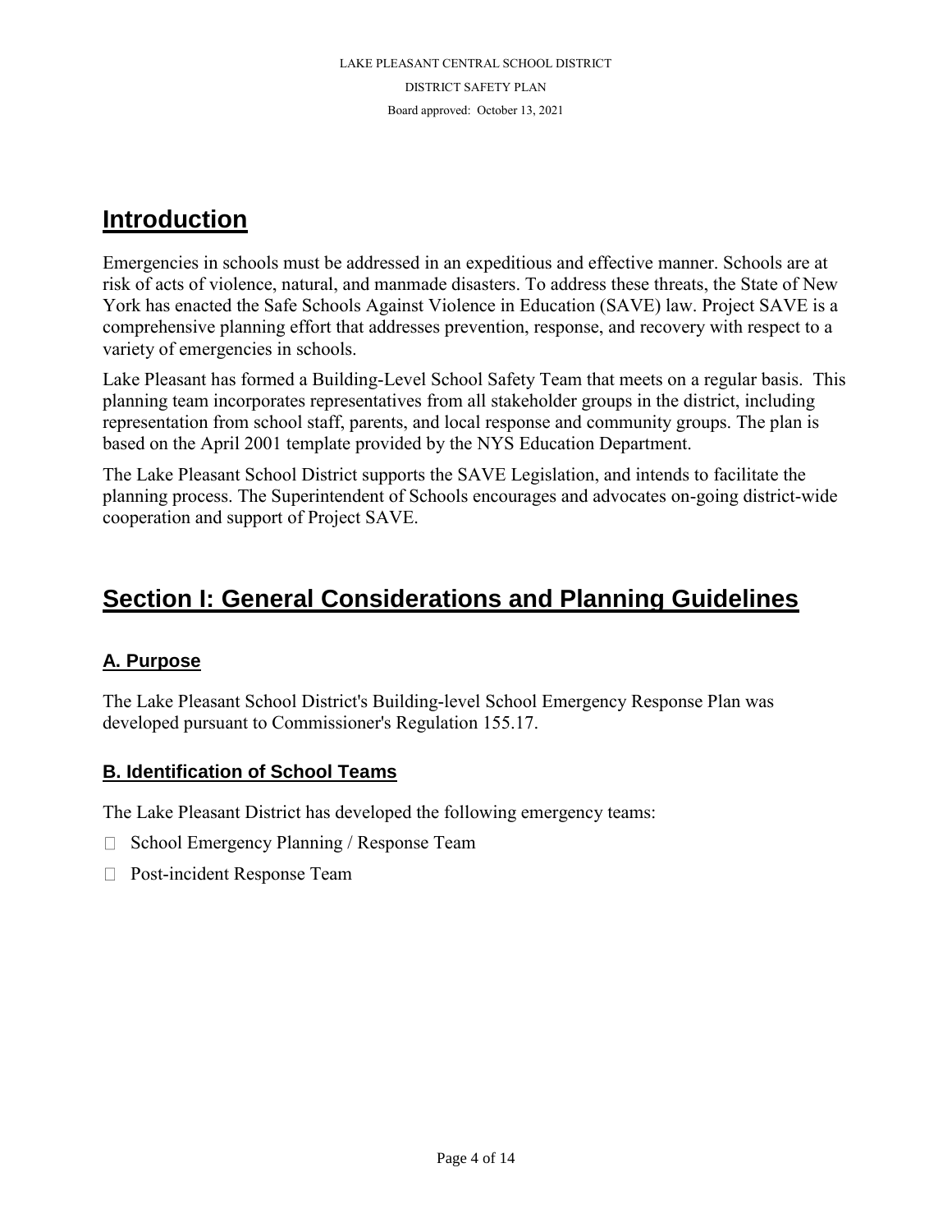# Introduction

Emergencies in schools must be addressed in an expeditious and effective manner. Schools are at risk of acts of violence, natural, and manmade disasters. To address these threats, the State of New York has enacted the Safe Schools Against Violence in Education (SAVE) law. Project SAVE is a comprehensive planning effort that addresses prevention, response, and recovery with respect to a variety of emergencies in schools.

Lake Pleasant has formed a Building-Level School Safety Team that meets on a regular basis. This planning team incorporates representatives from all stakeholder groups in the district, including representation from school staff, parents, and local response and community groups. The plan is based on the April 2001 template provided by the NYS Education Department.

The Lake Pleasant School District supports the SAVE Legislation, and intends to facilitate the planning process. The Superintendent of Schools encourages and advocates on-going district-wide cooperation and support of Project SAVE.

# Section I: General Considerations and Planning Guidelines

## A. Purpose

The Lake Pleasant School District's Building-level School Emergency Response Plan was developed pursuant to Commissioner's Regulation 155.17.

## B. Identification of School Teams

The Lake Pleasant District has developed the following emergency teams:

- School Emergency Planning / Response Team
- Post-incident Response Team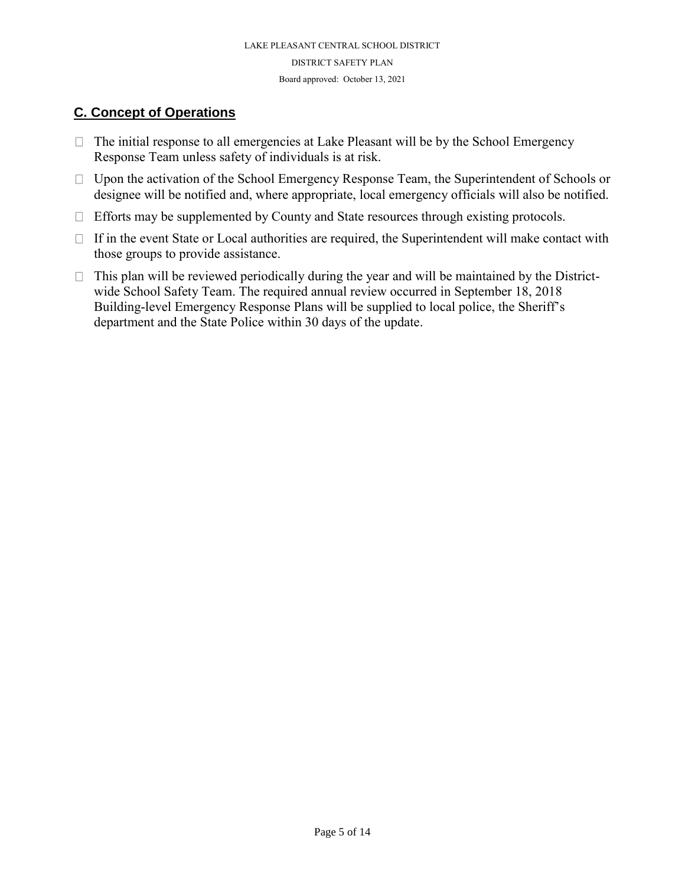## C. Concept of Operations

- The initial response to all emergencies at Lake Pleasant will be by the School Emergency Response Team unless safety of individuals is at risk.
- Upon the activation of the School Emergency Response Team, the Superintendent of Schools or designee will be notified and, where appropriate, local emergency officials will also be notified.
- Efforts may be supplemented by County and State resources through existing protocols.
- If in the event State or Local authorities are required, the Superintendent will make contact with those groups to provide assistance.
- This plan will be reviewed periodically during the year and will be maintained by the District-wide School Safety Team. The required annual review occurred in September 18, 2018 Building-level Emergency Response Plans will be supplied to local police, the Sheriff's department and the State Police within 30 days of the update.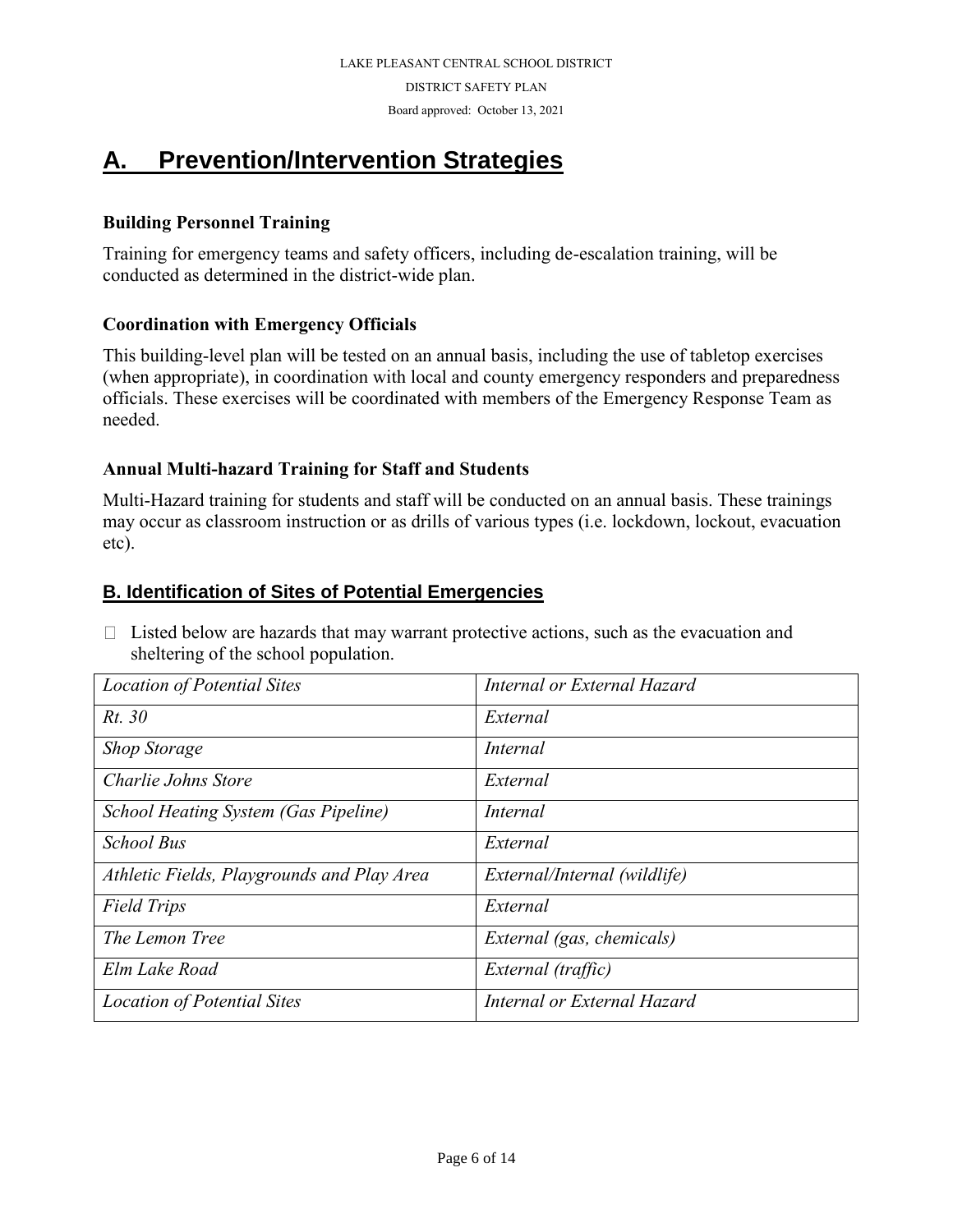## A. Prevention/Intervention Strategies

### Building Personnel Training

Training for emergency teams and safety officers, including de-escalation training, will be conducted as determined in the district-wide plan.

### Coordination with Emergency Officials

This building-level plan will be tested on an annual basis, including the use of tabletop exercises (when appropriate), in coordination with local and county emergency responders and preparedness officials. These exercises will be coordinated with members of the Emergency Response Team as needed.

### Annual Multi-hazard Training for Staff and Students

Multi-Hazard training for students and staff will be conducted on an annual basis. These trainings may occur as classroom instruction or as drills of various types (i.e. lockdown, lockout, evacuation etc).

## B. Identification of Sites of Potential Emergencies

- Listed below are hazards that may warrant protective actions, such as the evacuation and sheltering of the school population.

| *Location of Potential Sites* | *Internal or External Hazard* |
|---|---|
| *Rt. 30* | *External* |
| *Shop Storage* | *Internal* |
| *Charlie Johns Store* | *External* |
| *School Heating System (Gas Pipeline)* | *Internal* |
| *School Bus* | *External* |
| *Athletic Fields, Playgrounds and Play Area* | *External/Internal (wildlife)* |
| *Field Trips* | *External* |
| *The Lemon Tree* | *External (gas, chemicals)* |
| *Elm Lake Road* | *External (traffic)* |
| *Location of Potential Sites* | *Internal or External Hazard* |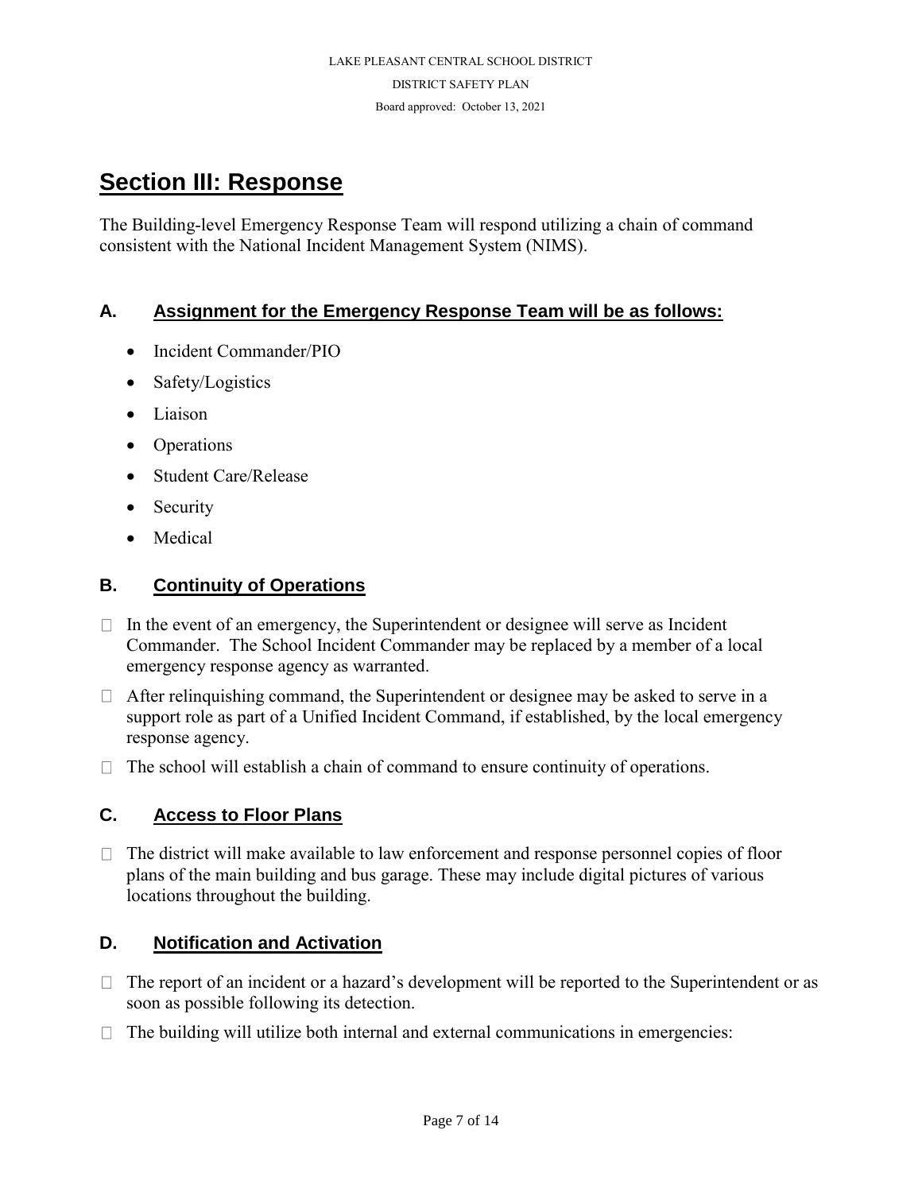## Section III: Response

The Building-level Emergency Response Team will respond utilizing a chain of command consistent with the National Incident Management System (NIMS).

### A. Assignment for the Emergency Response Team will be as follows:

- Incident Commander/PIO
- Safety/Logistics
- Liaison
- Operations
- Student Care/Release
- Security
- Medical

### B. Continuity of Operations

- In the event of an emergency, the Superintendent or designee will serve as Incident Commander. The School Incident Commander may be replaced by a member of a local emergency response agency as warranted.
- After relinquishing command, the Superintendent or designee may be asked to serve in a support role as part of a Unified Incident Command, if established, by the local emergency response agency.
- The school will establish a chain of command to ensure continuity of operations.

### C. Access to Floor Plans

- The district will make available to law enforcement and response personnel copies of floor plans of the main building and bus garage. These may include digital pictures of various locations throughout the building.

### D. Notification and Activation

- The report of an incident or a hazard's development will be reported to the Superintendent or as soon as possible following its detection.
- The building will utilize both internal and external communications in emergencies: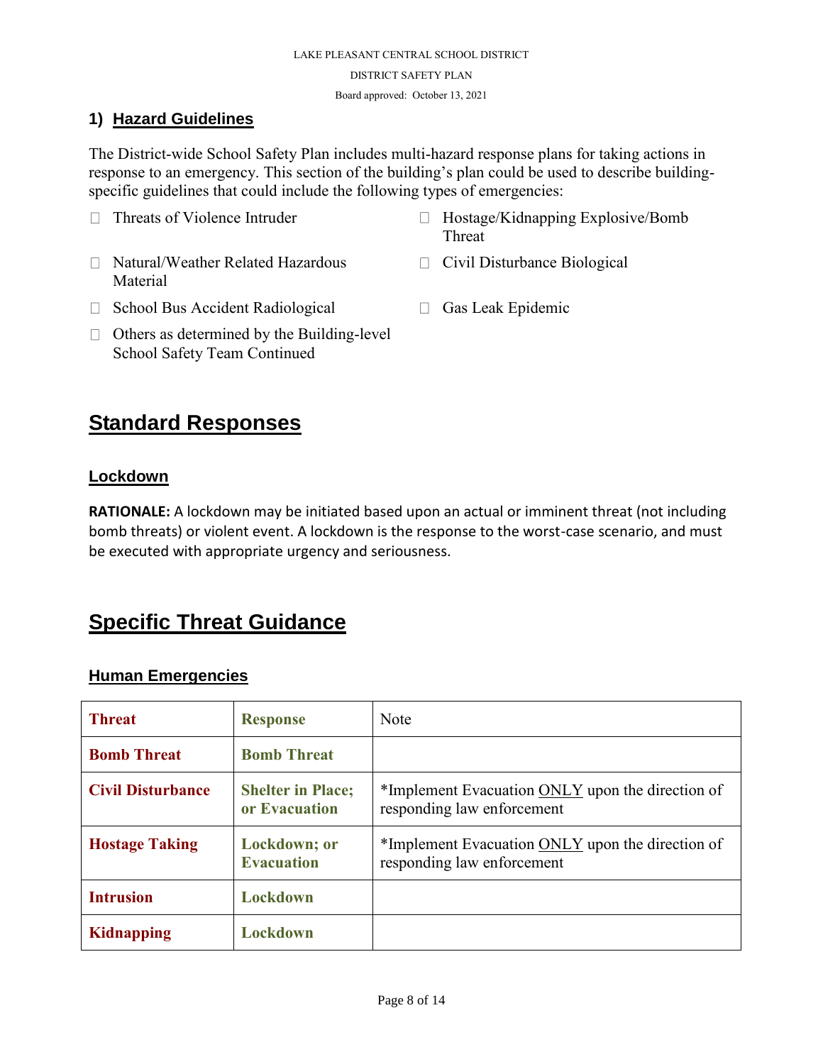## 1) Hazard Guidelines

The District-wide School Safety Plan includes multi-hazard response plans for taking actions in response to an emergency. This section of the building's plan could be used to describe building-specific guidelines that could include the following types of emergencies:

- Threats of Violence Intruder
- Hostage/Kidnapping Explosive/Bomb Threat
- Natural/Weather Related Hazardous Material
- Civil Disturbance Biological
- School Bus Accident Radiological
- Gas Leak Epidemic
- Others as determined by the Building-level School Safety Team Continued

# Standard Responses

### Lockdown

**RATIONALE:** A lockdown may be initiated based upon an actual or imminent threat (not including bomb threats) or violent event. A lockdown is the response to the worst-case scenario, and must be executed with appropriate urgency and seriousness.

# Specific Threat Guidance

### Human Emergencies

| **Threat** | **Response** | Note |
|---|---|---|
| **Bomb Threat** | **Bomb Threat** | |
| **Civil Disturbance** | **Shelter in Place; or Evacuation** | *Implement Evacuation ONLY upon the direction of responding law enforcement |
| **Hostage Taking** | **Lockdown; or Evacuation** | *Implement Evacuation ONLY upon the direction of responding law enforcement |
| **Intrusion** | **Lockdown** | |
| **Kidnapping** | **Lockdown** | |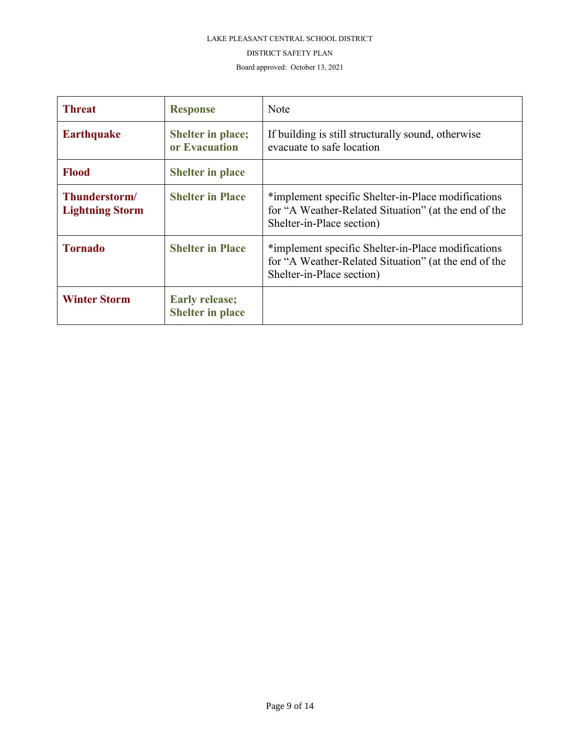| Threat | Response | Note |
| --- | --- | --- |
| **Earthquake** | **Shelter in place; or Evacuation** | If building is still structurally sound, otherwise evacuate to safe location |
| **Flood** | **Shelter in place** | |
| **Thunderstorm/ Lightning Storm** | **Shelter in Place** | *implement specific Shelter-in-Place modifications for "A Weather-Related Situation" (at the end of the Shelter-in-Place section) |
| **Tornado** | **Shelter in Place** | *implement specific Shelter-in-Place modifications for "A Weather-Related Situation" (at the end of the Shelter-in-Place section) |
| **Winter Storm** | **Early release; Shelter in place** | |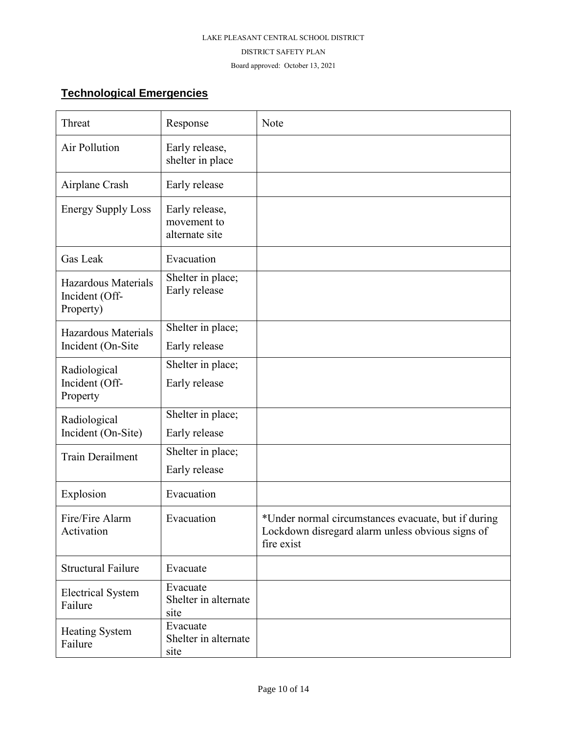## Technological Emergencies

| Threat | Response | Note |
|---|---|---|
| Air Pollution | Early release, shelter in place | |
| Airplane Crash | Early release | |
| Energy Supply Loss | Early release, movement to alternate site | |
| Gas Leak | Evacuation | |
| Hazardous Materials Incident (Off-Property) | Shelter in place; Early release | |
| Hazardous Materials Incident (On-Site | Shelter in place; Early release | |
| Radiological Incident (Off-Property | Shelter in place; Early release | |
| Radiological Incident (On-Site) | Shelter in place; Early release | |
| Train Derailment | Shelter in place; Early release | |
| Explosion | Evacuation | |
| Fire/Fire Alarm Activation | Evacuation | *Under normal circumstances evacuate, but if during Lockdown disregard alarm unless obvious signs of fire exist |
| Structural Failure | Evacuate | |
| Electrical System Failure | Evacuate Shelter in alternate site | |
| Heating System Failure | Evacuate Shelter in alternate site | |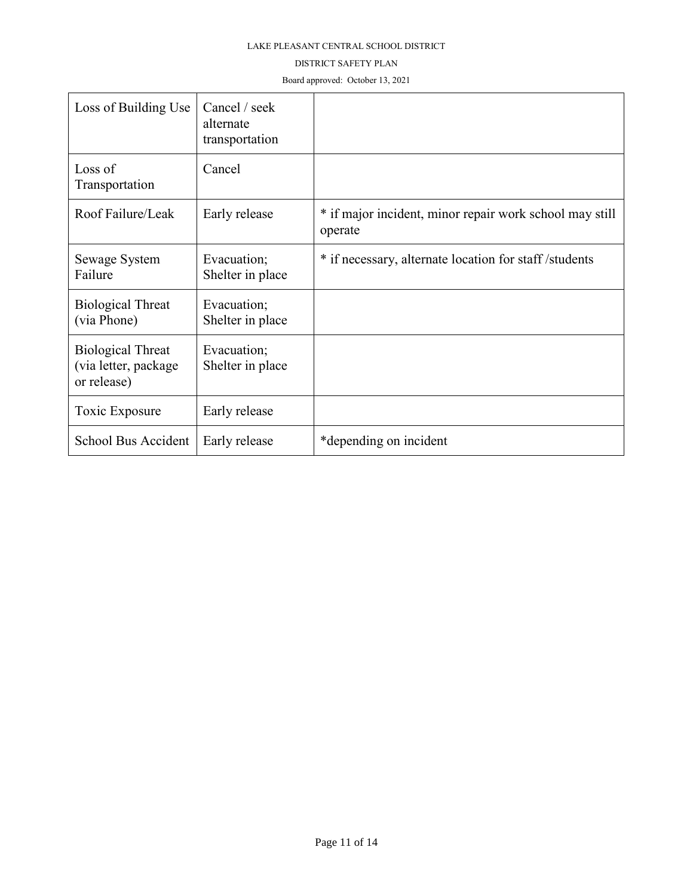| Loss of Building Use | Cancel / seek alternate transportation | |
|---|---|---|
| Loss of Transportation | Cancel | |
| Roof Failure/Leak | Early release | * if major incident, minor repair work school may still operate |
| Sewage System Failure | Evacuation; Shelter in place | * if necessary, alternate location for staff /students |
| Biological Threat (via Phone) | Evacuation; Shelter in place | |
| Biological Threat (via letter, package or release) | Evacuation; Shelter in place | |
| Toxic Exposure | Early release | |
| School Bus Accident | Early release | *depending on incident |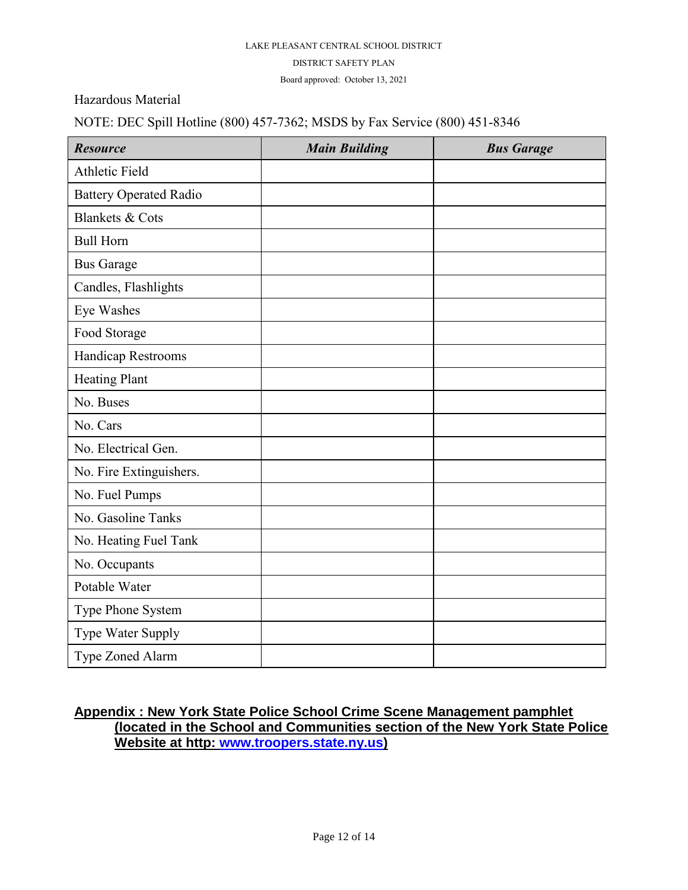Hazardous Material

NOTE: DEC Spill Hotline (800) 457-7362; MSDS by Fax Service (800) 451-8346

| ***Resource*** | ***Main Building*** | ***Bus Garage*** |
|---|---|---|
| Athletic Field | | |
| Battery Operated Radio | | |
| Blankets & Cots | | |
| Bull Horn | | |
| Bus Garage | | |
| Candles, Flashlights | | |
| Eye Washes | | |
| Food Storage | | |
| Handicap Restrooms | | |
| Heating Plant | | |
| No. Buses | | |
| No. Cars | | |
| No. Electrical Gen. | | |
| No. Fire Extinguishers. | | |
| No. Fuel Pumps | | |
| No. Gasoline Tanks | | |
| No. Heating Fuel Tank | | |
| No. Occupants | | |
| Potable Water | | |
| Type Phone System | | |
| Type Water Supply | | |
| Type Zoned Alarm | | |

**Appendix : New York State Police School Crime Scene Management pamphlet (located in the School and Communities section of the New York State Police Website at http: www.troopers.state.ny.us)**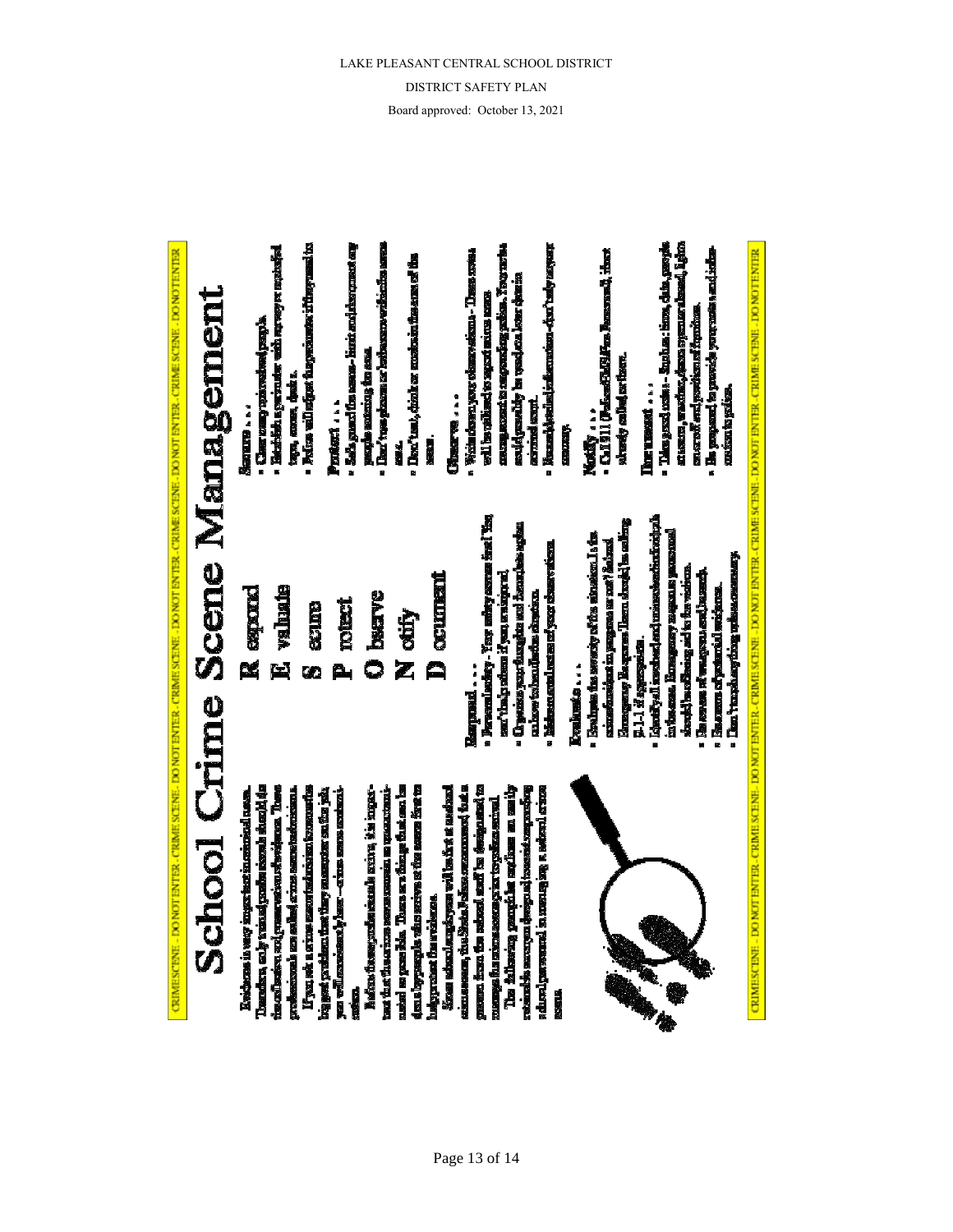CRIME SCENE - DO NOT ENTER - CRIME SCENE - DO NOT ENTER - CRIME SCENE - DO NOT ENTER

# School Crime Scene Management

**R** espond

**E** valuate

**S** ecure

**P** rotect

**O** bserve

**N** otify

**D** ocument

Evidence is very important in criminal cases. Therefore, only trained professionals should do the collection and preservation of evidence. These professionals are called crime scene technicians.

If you ask a crime scene technician to name the biggest problem that they encounter on the job, you will consistently hear—crime scene contamination.

Before the crime scene technicians arrive, it is important that the crime scene remain as uncontaminated as possible. There are things that can be done by people who arrive at the scene first to help protect the evidence.

Since school employees will be first at a school crime scene, the State Police recommend that a person from the school staff be designated to manage the crime scene prior to police arrival.

The following pamphlet outlines an easily retainable acronym designed to assist responding school personnel in managing a school crime scene.

**Respond . . .**

- Personal safety - Your safety comes first! You can't help others if you are injured.
- Organize your thoughts and then decide a plan on how to handle the situation.
- Make mental notes of your observations.

**Evaluate . . .**

- Evaluate the severity of the situation. Is the crime/incident in progress or not? School Emergency Response Team should be calling 9-1-1 if appropriate.
- Identify all involved and witnesses/victims/suspects in the area. Emergency response personnel should be offering aid to the victims.
- Be aware of weapons and hazards.
- Be aware of potential evidence.
- Don't touch anything unless necessary.

**Secure . . .**

- Clear away uninvolved people.
- Establish a perimeter with surveys or crime/police tape, cones, desks.
- Police will adjust the perimeter if they need to.

**Protect . . .**

- Safeguard the scene - limit and document any people entering the area.
- Don't use phones or bathrooms within the scene area.
- Don't eat, drink or smoke in the area of the scene.

**Observe . . .**

- Write down your observations - These notes will be utilized to reconstruct the scene and to assist responding police. Your notes could possibly be used as evidence in criminal court.
- Record detailed information - don't rely on your memory.

**Notify . . .**

- Call 911 (Police/Sheriff/State Police), if not already called for them.

**Document . . .**

- Take good notes - Such as: time, date, people at scene, weather, doors open/locked, lights on or off and position of furniture.
- Be prepared to provide your notes and information to police.

CRIME SCENE - DO NOT ENTER - CRIME SCENE - DO NOT ENTER - CRIME SCENE - DO NOT ENTER